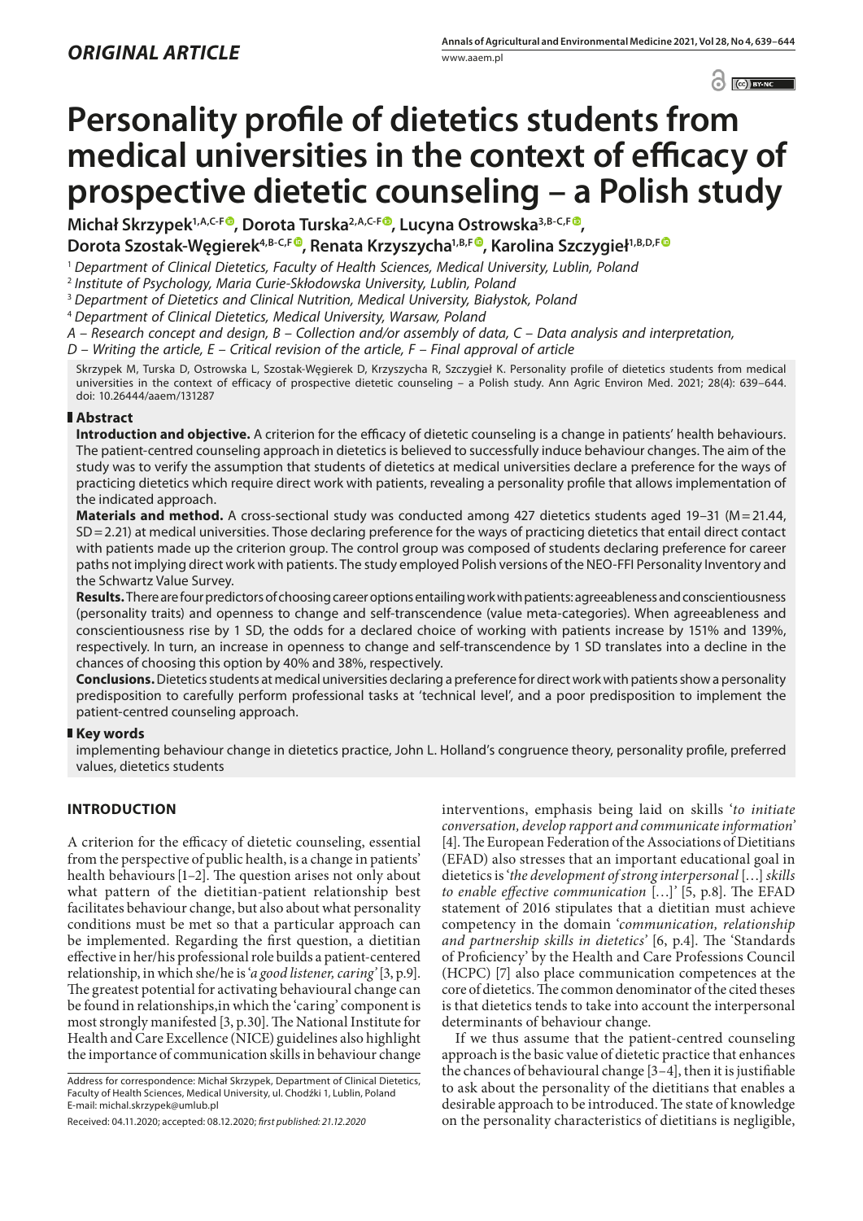*ORIGINAL ARTICLE*

# Personality profile of dietetics students from medical universities in the context of efficacy of prospective dietetic counseling – a Polish study

**Michał Skrzypek[1,A,C-F], Dorota Turska[2,A,C-F], Lucyna Ostrowska[3,B-C,F], Dorota Szostak-Węgierek[4,B-C,F], Renata Krzyszycha[1,B,F], Karolina Szczygieł[1,B,D,F]**

[1] *Department of Clinical Dietetics, Faculty of Health Sciences, Medical University, Lublin, Poland*

[2] *Institute of Psychology, Maria Curie-Skłodowska University, Lublin, Poland*

[3] *Department of Dietetics and Clinical Nutrition, Medical University, Białystok, Poland*

[4] *Department of Clinical Dietetics, Medical University, Warsaw, Poland*

*A – Research concept and design, B – Collection and/or assembly of data, C – Data analysis and interpretation, D – Writing the article, E – Critical revision of the article, F – Final approval of article*

Skrzypek M, Turska D, Ostrowska L, Szostak-Węgierek D, Krzyszycha R, Szczygieł K. Personality profile of dietetics students from medical universities in the context of efficacy of prospective dietetic counseling – a Polish study. Ann Agric Environ Med. 2021; 28(4): 639–644. doi: 10.26444/aaem/131287

## Abstract

**Introduction and objective.** A criterion for the efficacy of dietetic counseling is a change in patients' health behaviours. The patient-centred counseling approach in dietetics is believed to successfully induce behaviour changes. The aim of the study was to verify the assumption that students of dietetics at medical universities declare a preference for the ways of practicing dietetics which require direct work with patients, revealing a personality profile that allows implementation of the indicated approach.

**Materials and method.** A cross-sectional study was conducted among 427 dietetics students aged 19–31 (M = 21.44, SD = 2.21) at medical universities. Those declaring preference for the ways of practicing dietetics that entail direct contact with patients made up the criterion group. The control group was composed of students declaring preference for career paths not implying direct work with patients. The study employed Polish versions of the NEO-FFI Personality Inventory and the Schwartz Value Survey.

**Results.** There are four predictors of choosing career options entailing work with patients: agreeableness and conscientiousness (personality traits) and openness to change and self-transcendence (value meta-categories). When agreeableness and conscientiousness rise by 1 SD, the odds for a declared choice of working with patients increase by 151% and 139%, respectively. In turn, an increase in openness to change and self-transcendence by 1 SD translates into a decline in the chances of choosing this option by 40% and 38%, respectively.

**Conclusions.** Dietetics students at medical universities declaring a preference for direct work with patients show a personality predisposition to carefully perform professional tasks at 'technical level', and a poor predisposition to implement the patient-centred counseling approach.

## Key words

implementing behaviour change in dietetics practice, John L. Holland's congruence theory, personality profile, preferred values, dietetics students

## INTRODUCTION

A criterion for the efficacy of dietetic counseling, essential from the perspective of public health, is a change in patients' health behaviours [1–2]. The question arises not only about what pattern of the dietitian-patient relationship best facilitates behaviour change, but also about what personality conditions must be met so that a particular approach can be implemented. Regarding the first question, a dietitian effective in her/his professional role builds a patient-centered relationship, in which she/he is '*a good listener, caring*' [3, p.9]. The greatest potential for activating behavioural change can be found in relationships,in which the 'caring' component is most strongly manifested [3, p.30]. The National Institute for Health and Care Excellence (NICE) guidelines also highlight the importance of communication skills in behaviour change interventions, emphasis being laid on skills '*to initiate conversation, develop rapport and communicate information*' [4]. The European Federation of the Associations of Dietitians (EFAD) also stresses that an important educational goal in dietetics is '*the development of strong interpersonal* […] *skills to enable effective communication* […]' [5, p.8]. The EFAD statement of 2016 stipulates that a dietitian must achieve competency in the domain '*communication, relationship and partnership skills in dietetics*' [6, p.4]. The 'Standards of Proficiency' by the Health and Care Professions Council (HCPC) [7] also place communication competences at the core of dietetics. The common denominator of the cited theses is that dietetics tends to take into account the interpersonal determinants of behaviour change.

If we thus assume that the patient-centred counseling approach is the basic value of dietetic practice that enhances the chances of behavioural change [3–4], then it is justifiable to ask about the personality of the dietitians that enables a desirable approach to be introduced. The state of knowledge on the personality characteristics of dietitians is negligible,

Address for correspondence: Michał Skrzypek, Department of Clinical Dietetics, Faculty of Health Sciences, Medical University, ul. Chodźki 1, Lublin, Poland
E-mail: michal.skrzypek@umlub.pl

Received: 04.11.2020; accepted: 08.12.2020; *first published: 21.12.2020*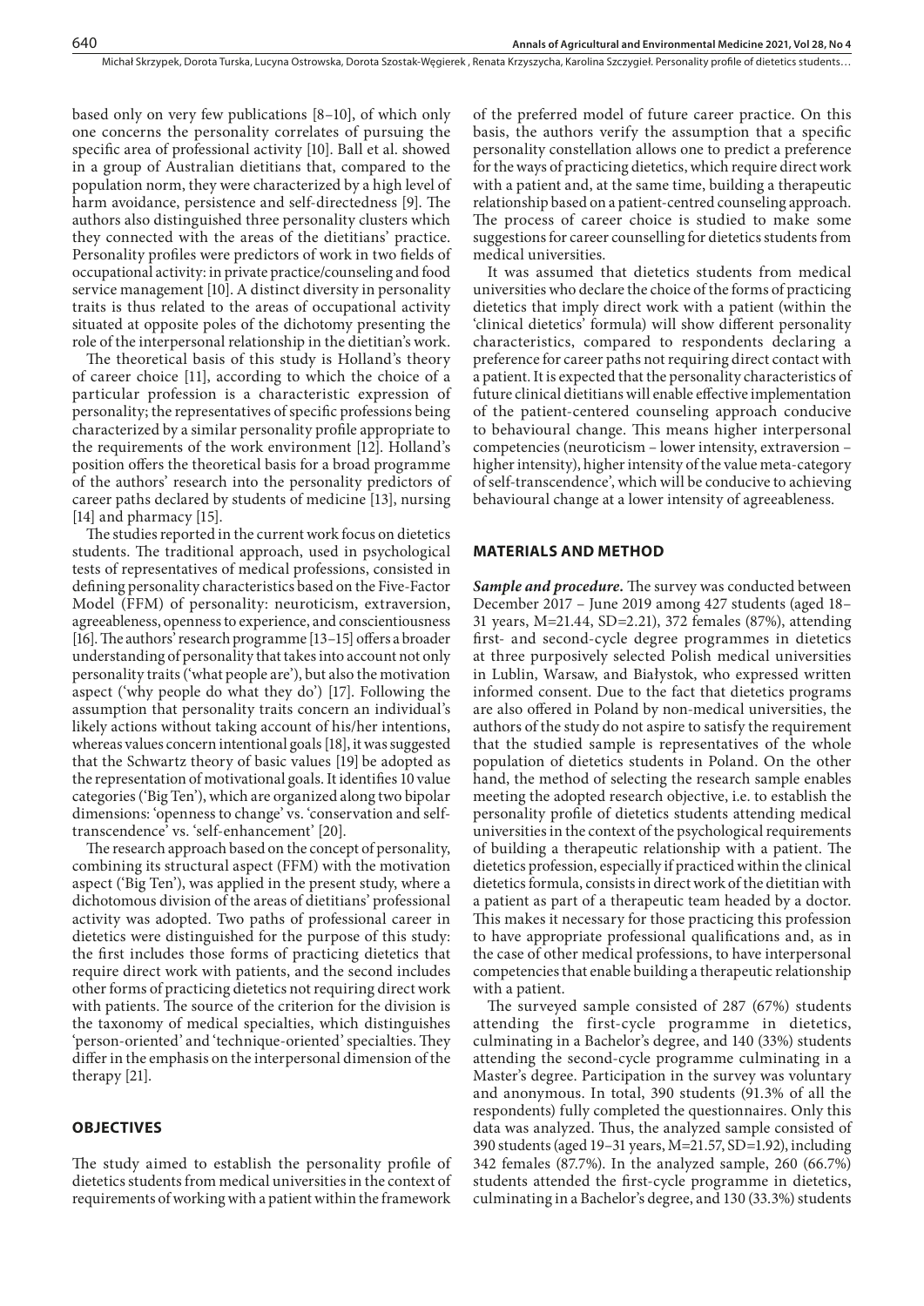based only on very few publications [8–10], of which only one concerns the personality correlates of pursuing the specific area of professional activity [10]. Ball et al. showed in a group of Australian dietitians that, compared to the population norm, they were characterized by a high level of harm avoidance, persistence and self-directedness [9]. The authors also distinguished three personality clusters which they connected with the areas of the dietitians' practice. Personality profiles were predictors of work in two fields of occupational activity: in private practice/counseling and food service management [10]. A distinct diversity in personality traits is thus related to the areas of occupational activity situated at opposite poles of the dichotomy presenting the role of the interpersonal relationship in the dietitian's work.

The theoretical basis of this study is Holland's theory of career choice [11], according to which the choice of a particular profession is a characteristic expression of personality; the representatives of specific professions being characterized by a similar personality profile appropriate to the requirements of the work environment [12]. Holland's position offers the theoretical basis for a broad programme of the authors' research into the personality predictors of career paths declared by students of medicine [13], nursing [14] and pharmacy [15].

The studies reported in the current work focus on dietetics students. The traditional approach, used in psychological tests of representatives of medical professions, consisted in defining personality characteristics based on the Five-Factor Model (FFM) of personality: neuroticism, extraversion, agreeableness, openness to experience, and conscientiousness [16]. The authors' research programme [13–15] offers a broader understanding of personality that takes into account not only personality traits ('what people are'), but also the motivation aspect ('why people do what they do') [17]. Following the assumption that personality traits concern an individual's likely actions without taking account of his/her intentions, whereas values concern intentional goals [18], it was suggested that the Schwartz theory of basic values [19] be adopted as the representation of motivational goals. It identifies 10 value categories ('Big Ten'), which are organized along two bipolar dimensions: 'openness to change' vs. 'conservation and self-transcendence' vs. 'self-enhancement' [20].

The research approach based on the concept of personality, combining its structural aspect (FFM) with the motivation aspect ('Big Ten'), was applied in the present study, where a dichotomous division of the areas of dietitians' professional activity was adopted. Two paths of professional career in dietetics were distinguished for the purpose of this study: the first includes those forms of practicing dietetics that require direct work with patients, and the second includes other forms of practicing dietetics not requiring direct work with patients. The source of the criterion for the division is the taxonomy of medical specialties, which distinguishes 'person-oriented' and 'technique-oriented' specialties. They differ in the emphasis on the interpersonal dimension of the therapy [21].

## OBJECTIVES

The study aimed to establish the personality profile of dietetics students from medical universities in the context of requirements of working with a patient within the framework of the preferred model of future career practice. On this basis, the authors verify the assumption that a specific personality constellation allows one to predict a preference for the ways of practicing dietetics, which require direct work with a patient and, at the same time, building a therapeutic relationship based on a patient-centred counseling approach. The process of career choice is studied to make some suggestions for career counselling for dietetics students from medical universities.

It was assumed that dietetics students from medical universities who declare the choice of the forms of practicing dietetics that imply direct work with a patient (within the 'clinical dietetics' formula) will show different personality characteristics, compared to respondents declaring a preference for career paths not requiring direct contact with a patient. It is expected that the personality characteristics of future clinical dietitians will enable effective implementation of the patient-centered counseling approach conducive to behavioural change. This means higher interpersonal competencies (neuroticism – lower intensity, extraversion – higher intensity), higher intensity of the value meta-category of self-transcendence', which will be conducive to achieving behavioural change at a lower intensity of agreeableness.

## MATERIALS AND METHOD

***Sample and procedure.*** The survey was conducted between December 2017 – June 2019 among 427 students (aged 18–31 years, M=21.44, SD=2.21), 372 females (87%), attending first- and second-cycle degree programmes in dietetics at three purposively selected Polish medical universities in Lublin, Warsaw, and Białystok, who expressed written informed consent. Due to the fact that dietetics programs are also offered in Poland by non-medical universities, the authors of the study do not aspire to satisfy the requirement that the studied sample is representatives of the whole population of dietetics students in Poland. On the other hand, the method of selecting the research sample enables meeting the adopted research objective, i.e. to establish the personality profile of dietetics students attending medical universities in the context of the psychological requirements of building a therapeutic relationship with a patient. The dietetics profession, especially if practiced within the clinical dietetics formula, consists in direct work of the dietitian with a patient as part of a therapeutic team headed by a doctor. This makes it necessary for those practicing this profession to have appropriate professional qualifications and, as in the case of other medical professions, to have interpersonal competencies that enable building a therapeutic relationship with a patient.

The surveyed sample consisted of 287 (67%) students attending the first-cycle programme in dietetics, culminating in a Bachelor's degree, and 140 (33%) students attending the second-cycle programme culminating in a Master's degree. Participation in the survey was voluntary and anonymous. In total, 390 students (91.3% of all the respondents) fully completed the questionnaires. Only this data was analyzed. Thus, the analyzed sample consisted of 390 students (aged 19–31 years, M=21.57, SD=1.92), including 342 females (87.7%). In the analyzed sample, 260 (66.7%) students attended the first-cycle programme in dietetics, culminating in a Bachelor's degree, and 130 (33.3%) students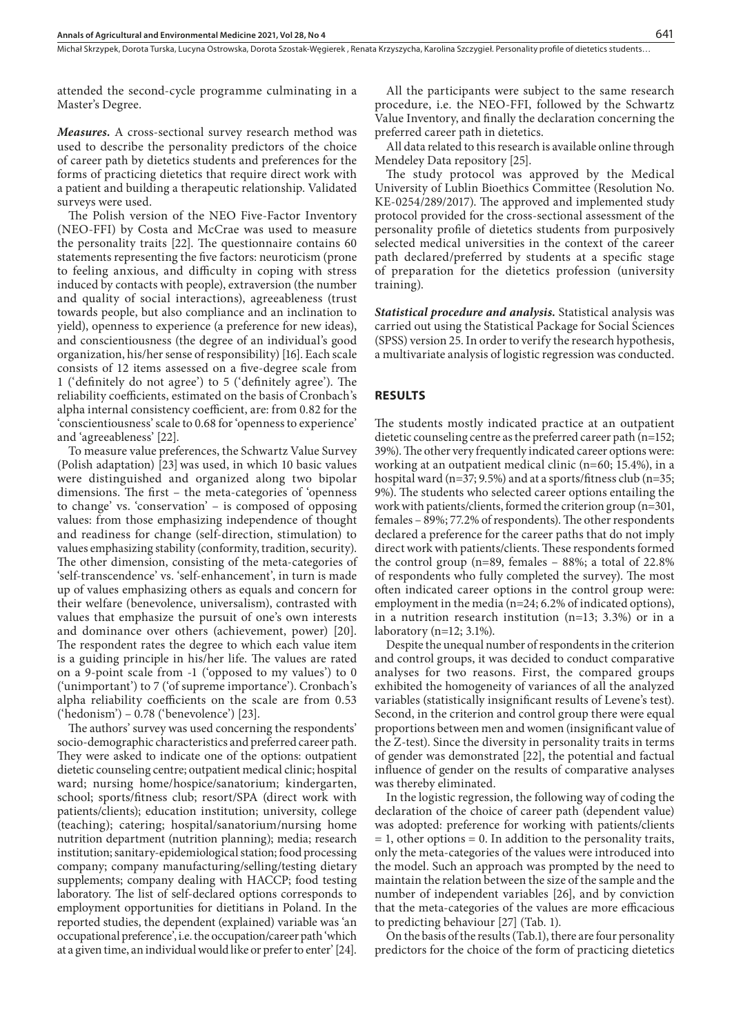attended the second-cycle programme culminating in a Master's Degree.

***Measures.*** A cross-sectional survey research method was used to describe the personality predictors of the choice of career path by dietetics students and preferences for the forms of practicing dietetics that require direct work with a patient and building a therapeutic relationship. Validated surveys were used.

The Polish version of the NEO Five-Factor Inventory (NEO-FFI) by Costa and McCrae was used to measure the personality traits [22]. The questionnaire contains 60 statements representing the five factors: neuroticism (prone to feeling anxious, and difficulty in coping with stress induced by contacts with people), extraversion (the number and quality of social interactions), agreeableness (trust towards people, but also compliance and an inclination to yield), openness to experience (a preference for new ideas), and conscientiousness (the degree of an individual's good organization, his/her sense of responsibility) [16]. Each scale consists of 12 items assessed on a five-degree scale from 1 ('definitely do not agree') to 5 ('definitely agree'). The reliability coefficients, estimated on the basis of Cronbach's alpha internal consistency coefficient, are: from 0.82 for the 'conscientiousness' scale to 0.68 for 'openness to experience' and 'agreeableness' [22].

To measure value preferences, the Schwartz Value Survey (Polish adaptation) [23] was used, in which 10 basic values were distinguished and organized along two bipolar dimensions. The first – the meta-categories of 'openness to change' vs. 'conservation' – is composed of opposing values: from those emphasizing independence of thought and readiness for change (self-direction, stimulation) to values emphasizing stability (conformity, tradition, security). The other dimension, consisting of the meta-categories of 'self-transcendence' vs. 'self-enhancement', in turn is made up of values emphasizing others as equals and concern for their welfare (benevolence, universalism), contrasted with values that emphasize the pursuit of one's own interests and dominance over others (achievement, power) [20]. The respondent rates the degree to which each value item is a guiding principle in his/her life. The values are rated on a 9-point scale from -1 ('opposed to my values') to 0 ('unimportant') to 7 ('of supreme importance'). Cronbach's alpha reliability coefficients on the scale are from 0.53 ('hedonism') – 0.78 ('benevolence') [23].

The authors' survey was used concerning the respondents' socio-demographic characteristics and preferred career path. They were asked to indicate one of the options: outpatient dietetic counseling centre; outpatient medical clinic; hospital ward; nursing home/hospice/sanatorium; kindergarten, school; sports/fitness club; resort/SPA (direct work with patients/clients); education institution; university, college (teaching); catering; hospital/sanatorium/nursing home nutrition department (nutrition planning); media; research institution; sanitary-epidemiological station; food processing company; company manufacturing/selling/testing dietary supplements; company dealing with HACCP; food testing laboratory. The list of self-declared options corresponds to employment opportunities for dietitians in Poland. In the reported studies, the dependent (explained) variable was 'an occupational preference', i.e. the occupation/career path 'which at a given time, an individual would like or prefer to enter' [24].

All the participants were subject to the same research procedure, i.e. the NEO-FFI, followed by the Schwartz Value Inventory, and finally the declaration concerning the preferred career path in dietetics.

All data related to this research is available online through Mendeley Data repository [25].

The study protocol was approved by the Medical University of Lublin Bioethics Committee (Resolution No. KE-0254/289/2017). The approved and implemented study protocol provided for the cross-sectional assessment of the personality profile of dietetics students from purposively selected medical universities in the context of the career path declared/preferred by students at a specific stage of preparation for the dietetics profession (university training).

***Statistical procedure and analysis.*** Statistical analysis was carried out using the Statistical Package for Social Sciences (SPSS) version 25. In order to verify the research hypothesis, a multivariate analysis of logistic regression was conducted.

## RESULTS

The students mostly indicated practice at an outpatient dietetic counseling centre as the preferred career path (n=152; 39%). The other very frequently indicated career options were: working at an outpatient medical clinic (n=60; 15.4%), in a hospital ward (n=37; 9.5%) and at a sports/fitness club (n=35; 9%). The students who selected career options entailing the work with patients/clients, formed the criterion group (n=301, females – 89%; 77.2% of respondents). The other respondents declared a preference for the career paths that do not imply direct work with patients/clients. These respondents formed the control group (n=89, females – 88%; a total of 22.8% of respondents who fully completed the survey). The most often indicated career options in the control group were: employment in the media (n=24; 6.2% of indicated options), in a nutrition research institution (n=13; 3.3%) or in a laboratory (n=12; 3.1%).

Despite the unequal number of respondents in the criterion and control groups, it was decided to conduct comparative analyses for two reasons. First, the compared groups exhibited the homogeneity of variances of all the analyzed variables (statistically insignificant results of Levene's test). Second, in the criterion and control group there were equal proportions between men and women (insignificant value of the Z-test). Since the diversity in personality traits in terms of gender was demonstrated [22], the potential and factual influence of gender on the results of comparative analyses was thereby eliminated.

In the logistic regression, the following way of coding the declaration of the choice of career path (dependent value) was adopted: preference for working with patients/clients = 1, other options = 0. In addition to the personality traits, only the meta-categories of the values were introduced into the model. Such an approach was prompted by the need to maintain the relation between the size of the sample and the number of independent variables [26], and by conviction that the meta-categories of the values are more efficacious to predicting behaviour [27] (Tab. 1).

On the basis of the results (Tab.1), there are four personality predictors for the choice of the form of practicing dietetics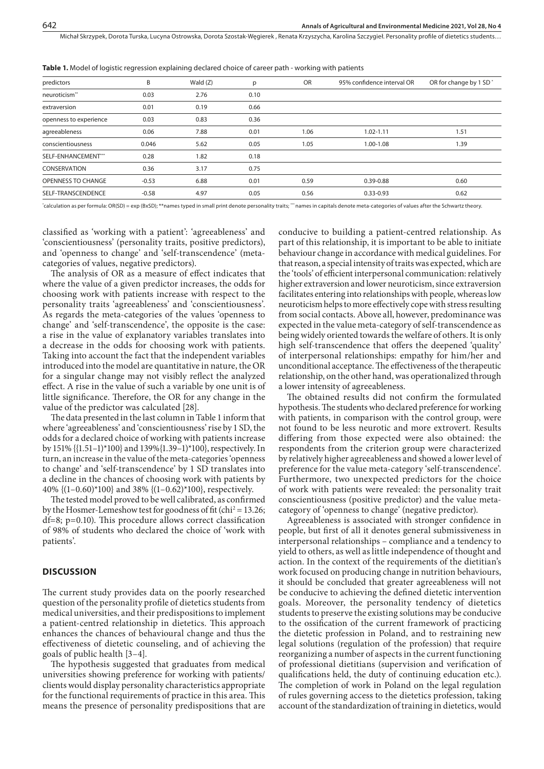**Table 1.** Model of logistic regression explaining declared choice of career path - working with patients

| predictors | B | Wald (Z) | p | OR | 95% confidence interval OR | OR for change by 1 SD* |
|---|---|---|---|---|---|---|
| neuroticism** | 0.03 | 2.76 | 0.10 | | | |
| extraversion | 0.01 | 0.19 | 0.66 | | | |
| openness to experience | 0.03 | 0.83 | 0.36 | | | |
| agreeableness | 0.06 | 7.88 | 0.01 | 1.06 | 1.02-1.11 | 1.51 |
| conscientiousness | 0.046 | 5.62 | 0.05 | 1.05 | 1.00-1.08 | 1.39 |
| SELF-ENHANCEMENT*** | 0.28 | 1.82 | 0.18 | | | |
| CONSERVATION | 0.36 | 3.17 | 0.75 | | | |
| OPENNESS TO CHANGE | -0.53 | 6.88 | 0.01 | 0.59 | 0.39-0.88 | 0.60 |
| SELF-TRANSCENDENCE | -0.58 | 4.97 | 0.05 | 0.56 | 0.33-0.93 | 0.62 |

*calculation as per formula: OR(SD) = exp (BxSD); **names typed in small print denote personality traits; ***names in capitals denote meta-categories of values after the Schwartz theory.

classified as 'working with a patient': 'agreeableness' and 'conscientiousness' (personality traits, positive predictors), and 'openness to change' and 'self-transcendence' (meta-categories of values, negative predictors).

The analysis of OR as a measure of effect indicates that where the value of a given predictor increases, the odds for choosing work with patients increase with respect to the personality traits 'agreeableness' and 'conscientiousness'. As regards the meta-categories of the values 'openness to change' and 'self-transcendence', the opposite is the case: a rise in the value of explanatory variables translates into a decrease in the odds for choosing work with patients. Taking into account the fact that the independent variables introduced into the model are quantitative in nature, the OR for a singular change may not visibly reflect the analyzed effect. A rise in the value of such a variable by one unit is of little significance. Therefore, the OR for any change in the value of the predictor was calculated [28].

The data presented in the last column in Table 1 inform that where 'agreeableness' and 'conscientiousness' rise by 1 SD, the odds for a declared choice of working with patients increase by 151% {(1.51–1)\*100} and 139%{1.39–1)\*100}, respectively. In turn, an increase in the value of the meta-categories 'openness to change' and 'self-transcendence' by 1 SD translates into a decline in the chances of choosing work with patients by 40% {(1–0.60)\*100} and 38% {(1–0.62)\*100}, respectively.

The tested model proved to be well calibrated, as confirmed by the Hosmer-Lemeshow test for goodness of fit ($chi^2 = 13.26$; df=8; p=0.10). This procedure allows correct classification of 98% of students who declared the choice of 'work with patients'.

## DISCUSSION

The current study provides data on the poorly researched question of the personality profile of dietetics students from medical universities, and their predispositions to implement a patient-centred relationship in dietetics. This approach enhances the chances of behavioural change and thus the effectiveness of dietetic counseling, and of achieving the goals of public health [3–4].

The hypothesis suggested that graduates from medical universities showing preference for working with patients/clients would display personality characteristics appropriate for the functional requirements of practice in this area. This means the presence of personality predispositions that are conducive to building a patient-centred relationship. As part of this relationship, it is important to be able to initiate behaviour change in accordance with medical guidelines. For that reason, a special intensity of traits was expected, which are the 'tools' of efficient interpersonal communication: relatively higher extraversion and lower neuroticism, since extraversion facilitates entering into relationships with people, whereas low neuroticism helps to more effectively cope with stress resulting from social contacts. Above all, however, predominance was expected in the value meta-category of self-transcendence as being widely oriented towards the welfare of others. It is only high self-transcendence that offers the deepened 'quality' of interpersonal relationships: empathy for him/her and unconditional acceptance. The effectiveness of the therapeutic relationship, on the other hand, was operationalized through a lower intensity of agreeableness.

The obtained results did not confirm the formulated hypothesis. The students who declared preference for working with patients, in comparison with the control group, were not found to be less neurotic and more extrovert. Results differing from those expected were also obtained: the respondents from the criterion group were characterized by relatively higher agreeableness and showed a lower level of preference for the value meta-category 'self-transcendence'. Furthermore, two unexpected predictors for the choice of work with patients were revealed: the personality trait conscientiousness (positive predictor) and the value meta-category of 'openness to change' (negative predictor).

Agreeableness is associated with stronger confidence in people, but first of all it denotes general submissiveness in interpersonal relationships – compliance and a tendency to yield to others, as well as little independence of thought and action. In the context of the requirements of the dietitian's work focused on producing change in nutrition behaviours, it should be concluded that greater agreeableness will not be conducive to achieving the defined dietetic intervention goals. Moreover, the personality tendency of dietetics students to preserve the existing solutions may be conducive to the ossification of the current framework of practicing the dietetic profession in Poland, and to restraining new legal solutions (regulation of the profession) that require reorganizing a number of aspects in the current functioning of professional dietitians (supervision and verification of qualifications held, the duty of continuing education etc.). The completion of work in Poland on the legal regulation of rules governing access to the dietetics profession, taking account of the standardization of training in dietetics, would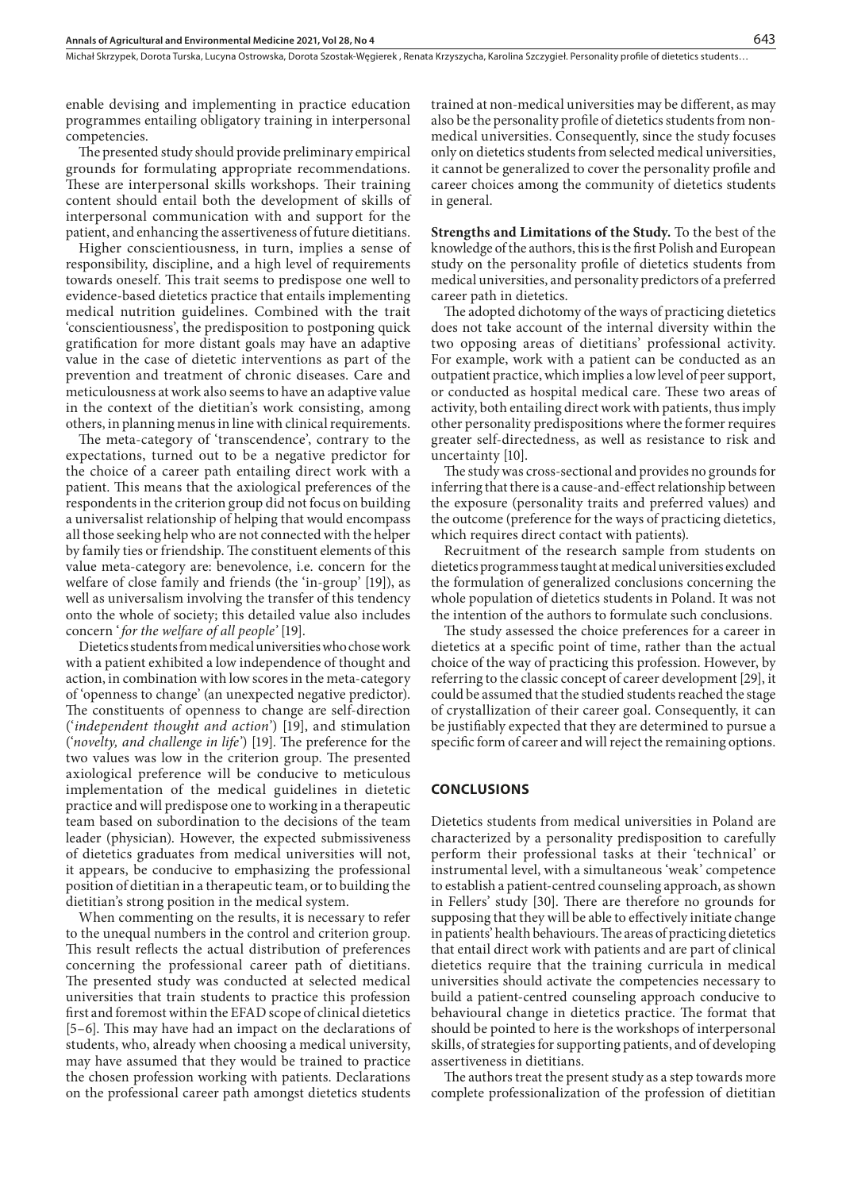enable devising and implementing in practice education programmes entailing obligatory training in interpersonal competencies.

The presented study should provide preliminary empirical grounds for formulating appropriate recommendations. These are interpersonal skills workshops. Their training content should entail both the development of skills of interpersonal communication with and support for the patient, and enhancing the assertiveness of future dietitians.

Higher conscientiousness, in turn, implies a sense of responsibility, discipline, and a high level of requirements towards oneself. This trait seems to predispose one well to evidence-based dietetics practice that entails implementing medical nutrition guidelines. Combined with the trait 'conscientiousness', the predisposition to postponing quick gratification for more distant goals may have an adaptive value in the case of dietetic interventions as part of the prevention and treatment of chronic diseases. Care and meticulousness at work also seems to have an adaptive value in the context of the dietitian's work consisting, among others, in planning menus in line with clinical requirements.

The meta-category of 'transcendence', contrary to the expectations, turned out to be a negative predictor for the choice of a career path entailing direct work with a patient. This means that the axiological preferences of the respondents in the criterion group did not focus on building a universalist relationship of helping that would encompass all those seeking help who are not connected with the helper by family ties or friendship. The constituent elements of this value meta-category are: benevolence, i.e. concern for the welfare of close family and friends (the 'in-group' [19]), as well as universalism involving the transfer of this tendency onto the whole of society; this detailed value also includes concern '*for the welfare of all people'* [19].

Dietetics students from medical universities who chose work with a patient exhibited a low independence of thought and action, in combination with low scores in the meta-category of 'openness to change' (an unexpected negative predictor). The constituents of openness to change are self-direction ('*independent thought and action*') [19], and stimulation ('*novelty, and challenge in life*') [19]. The preference for the two values was low in the criterion group. The presented axiological preference will be conducive to meticulous implementation of the medical guidelines in dietetic practice and will predispose one to working in a therapeutic team based on subordination to the decisions of the team leader (physician). However, the expected submissiveness of dietetics graduates from medical universities will not, it appears, be conducive to emphasizing the professional position of dietitian in a therapeutic team, or to building the dietitian's strong position in the medical system.

When commenting on the results, it is necessary to refer to the unequal numbers in the control and criterion group. This result reflects the actual distribution of preferences concerning the professional career path of dietitians. The presented study was conducted at selected medical universities that train students to practice this profession first and foremost within the EFAD scope of clinical dietetics [5–6]. This may have had an impact on the declarations of students, who, already when choosing a medical university, may have assumed that they would be trained to practice the chosen profession working with patients. Declarations on the professional career path amongst dietetics students trained at non-medical universities may be different, as may also be the personality profile of dietetics students from non-medical universities. Consequently, since the study focuses only on dietetics students from selected medical universities, it cannot be generalized to cover the personality profile and career choices among the community of dietetics students in general.

**Strengths and Limitations of the Study.** To the best of the knowledge of the authors, this is the first Polish and European study on the personality profile of dietetics students from medical universities, and personality predictors of a preferred career path in dietetics.

The adopted dichotomy of the ways of practicing dietetics does not take account of the internal diversity within the two opposing areas of dietitians' professional activity. For example, work with a patient can be conducted as an outpatient practice, which implies a low level of peer support, or conducted as hospital medical care. These two areas of activity, both entailing direct work with patients, thus imply other personality predispositions where the former requires greater self-directedness, as well as resistance to risk and uncertainty [10].

The study was cross-sectional and provides no grounds for inferring that there is a cause-and-effect relationship between the exposure (personality traits and preferred values) and the outcome (preference for the ways of practicing dietetics, which requires direct contact with patients).

Recruitment of the research sample from students on dietetics programmess taught at medical universities excluded the formulation of generalized conclusions concerning the whole population of dietetics students in Poland. It was not the intention of the authors to formulate such conclusions.

The study assessed the choice preferences for a career in dietetics at a specific point of time, rather than the actual choice of the way of practicing this profession. However, by referring to the classic concept of career development [29], it could be assumed that the studied students reached the stage of crystallization of their career goal. Consequently, it can be justifiably expected that they are determined to pursue a specific form of career and will reject the remaining options.

## CONCLUSIONS

Dietetics students from medical universities in Poland are characterized by a personality predisposition to carefully perform their professional tasks at their 'technical' or instrumental level, with a simultaneous 'weak' competence to establish a patient-centred counseling approach, as shown in Fellers' study [30]. There are therefore no grounds for supposing that they will be able to effectively initiate change in patients' health behaviours. The areas of practicing dietetics that entail direct work with patients and are part of clinical dietetics require that the training curricula in medical universities should activate the competencies necessary to build a patient-centred counseling approach conducive to behavioural change in dietetics practice. The format that should be pointed to here is the workshops of interpersonal skills, of strategies for supporting patients, and of developing assertiveness in dietitians.

The authors treat the present study as a step towards more complete professionalization of the profession of dietitian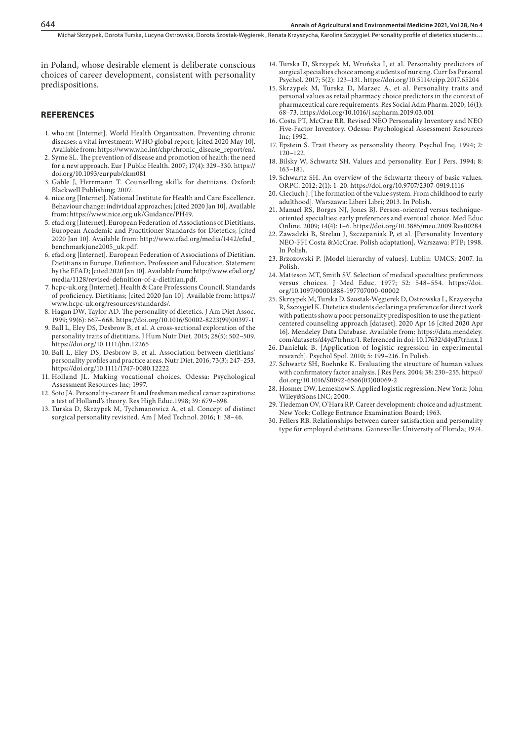in Poland, whose desirable element is deliberate conscious choices of career development, consistent with personality predispositions.

## REFERENCES

1. who.int [Internet]. World Health Organization. Preventing chronic diseases: a vital investment: WHO global report; [cited 2020 May 10]. Available from: https://www.who.int/chp/chronic_disease_report/en/.
2. Syme SL. The prevention of disease and promotion of health: the need for a new approach. Eur J Public Health. 2007; 17(4): 329–330. https://doi.org/10.1093/eurpub/ckm081
3. Gable J, Herrmann T. Counselling skills for dietitians. Oxford: Blackwell Publishing; 2007.
4. nice.org [Internet]. National Institute for Health and Care Excellence. Behaviour change: individual approaches; [cited 2020 Jan 10]. Available from: https://www.nice.org.uk/Guidance/PH49.
5. efad.org [Internet]. European Federation of Associations of Dietitians. European Academic and Practitioner Standards for Dietetics; [cited 2020 Jan 10]. Available from: http://www.efad.org/media/1442/efad_benchmarkjune2005_uk.pdf.
6. efad.org [Internet]. European Federation of Associations of Dietitian. Dietitians in Europe. Definition, Profession and Education. Statement by the EFAD; [cited 2020 Jan 10]. Available from: http://www.efad.org/media/1128/revised-definition-of-a-dietitian.pdf.
7. hcpc-uk.org [Internet]. Health & Care Professions Council. Standards of proficiency. Dietitians; [cited 2020 Jan 10]. Available from: https://www.hcpc-uk.org/resources/standards/.
8. Hagan DW, Taylor AD. The personality of dietetics. J Am Diet Assoc. 1999; 99(6): 667–668. https://doi.org/10.1016/S0002-8223(99)00397-1
9. Ball L, Eley DS, Desbrow B, et al. A cross-sectional exploration of the personality traits of dietitians. J Hum Nutr Diet. 2015; 28(5): 502–509. https://doi.org/10.1111/jhn.12265
10. Ball L, Eley DS, Desbrow B, et al. Association between dietitians' personality profiles and practice areas. Nutr Diet. 2016; 73(3): 247–253. https://doi.org/10.1111/1747-0080.12222
11. Holland JL. Making vocational choices. Odessa: Psychological Assessment Resources Inc; 1997.
12. Soto JA. Personality-career fit and freshman medical career aspirations: a test of Holland's theory. Res High Educ.1998; 39: 679–698.
13. Turska D, Skrzypek M, Tychmanowicz A, et al. Concept of distinct surgical personality revisited. Am J Med Technol. 2016; 1: 38–46.
14. Turska D, Skrzypek M, Wrońska I, et al. Personality predictors of surgical specialties choice among students of nursing. Curr Iss Personal Psychol. 2017; 5(2): 123–131. https://doi.org/10.5114/cipp.2017.65204
15. Skrzypek M, Turska D, Marzec A, et al. Personality traits and personal values as retail pharmacy choice predictors in the context of pharmaceutical care requirements. Res Social Adm Pharm. 2020; 16(1): 68–73. https://doi.org/10.1016/j.sapharm.2019.03.001
16. Costa PT, McCrae RR. Revised NEO Personality Inventory and NEO Five-Factor Inventory. Odessa: Psychological Assessment Resources Inc; 1992.
17. Epstein S. Trait theory as personality theory. Psychol Inq. 1994; 2: 120–122.
18. Bilsky W, Schwartz SH. Values and personality. Eur J Pers. 1994; 8: 163–181.
19. Schwartz SH. An overview of the Schwartz theory of basic values. ORPC. 2012: 2(1): 1–20. https://doi.org/10.9707/2307-0919.1116
20. Cieciuch J. [The formation of the value system. From childhood to early adulthood]. Warszawa: Liberi Libri; 2013. In Polish.
21. Manuel RS, Borges NJ, Jones BJ. Person-oriented versus technique-oriented specialties: early preferences and eventual choice. Med Educ Online. 2009; 14(4): 1–6. https://doi.org/10.3885/meo.2009.Res00284
22. Zawadzki B, Strelau J, Szczepaniak P, et al. [Personality Inventory NEO-FFI Costa &McCrae. Polish adaptation]. Warszawa: PTP; 1998. In Polish.
23. Brzozowski P. [Model hierarchy of values]. Lublin: UMCS; 2007. In Polish.
24. Matteson MT, Smith SV. Selection of medical specialties: preferences versus choices. J Med Educ. 1977; 52: 548–554. https://doi.org/10.1097/00001888-197707000-00002
25. Skrzypek M, Turska D, Szostak-Węgierek D, Ostrowska L, Krzyszycha R, Szczygieł K. Dietetics students declaring a preference for direct work with patients show a poor personality predisposition to use the patient-centered counseling approach [dataset]. 2020 Apr 16 [cited 2020 Apr 16]. Mendeley Data Database. Available from: https://data.mendeley.com/datasets/d4yd7trhnx/1. Referenced in doi: 10.17632/d4yd7trhnx.1
26. Danieluk B. [Application of logistic regression in experimental research]. Psychol Społ. 2010; 5: 199–216. In Polish.
27. Schwartz SH, Boehnke K. Evaluating the structure of human values with confirmatory factor analysis. J Res Pers. 2004; 38: 230–255. https://doi.org/10.1016/S0092-6566(03)00069-2
28. Hosmer DW, Lemeshow S. Applied logistic regression. New York: John Wiley&Sons INC; 2000.
29. Tiedeman OV, O'Hara RP. Career development: choice and adjustment. New York: College Entrance Examination Board; 1963.
30. Fellers RB. Relationships between career satisfaction and personality type for employed dietitians. Gainesville: University of Florida; 1974.